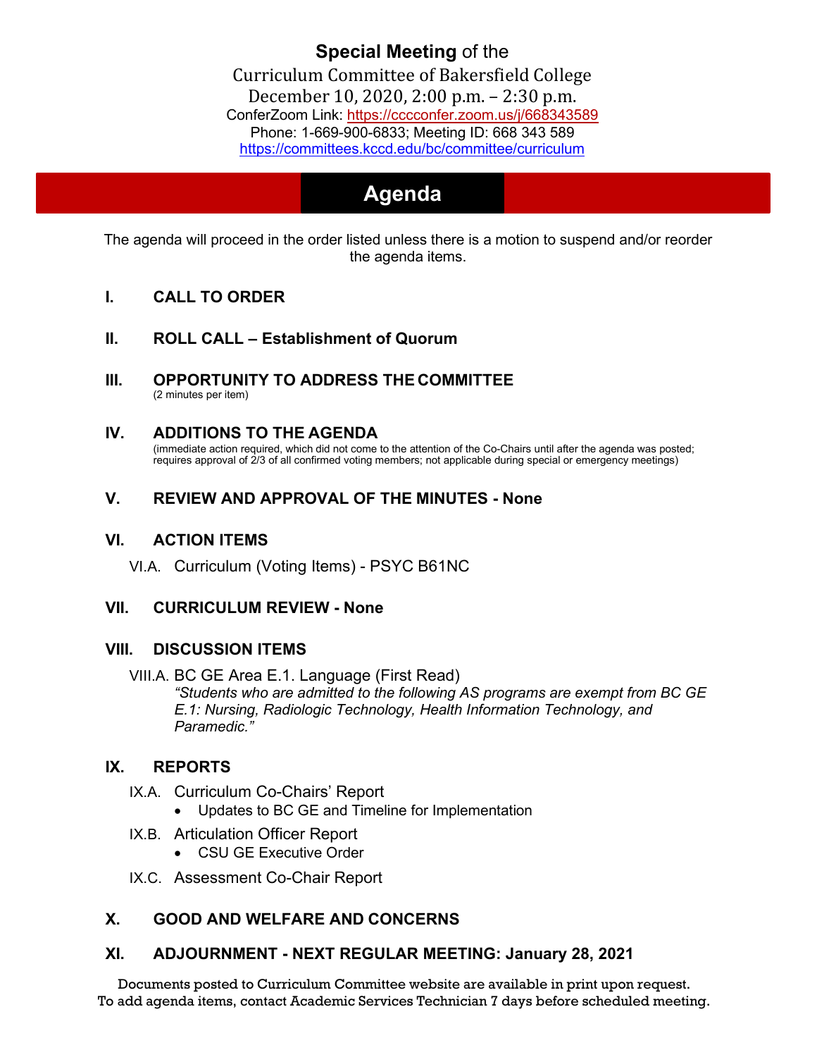**Special Meeting** of the

Curriculum Committee of Bakersfield College

December 10, 2020, 2:00 p.m. – 2:30 p.m.

ConferZoom Link: https://cccconfer.zoom.us/j/668343589

Phone: 1-669-900-6833; Meeting ID: 668 343 589

https://committees.kccd.edu/bc/committee/curriculum

# Agenda

The agenda will proceed in the order listed unless there is a motion to suspend and/or reorder the agenda items.

## I. CALL TO ORDER

## II. ROLL CALL – Establishment of Quorum

## III. OPPORTUNITY TO ADDRESS THE COMMITTEE

(2 minutes per item)

## IV. ADDITIONS TO THE AGENDA

(immediate action required, which did not come to the attention of the Co-Chairs until after the agenda was posted; requires approval of 2/3 of all confirmed voting members; not applicable during special or emergency meetings)

## V. REVIEW AND APPROVAL OF THE MINUTES - None

## VI. ACTION ITEMS

VI.A. Curriculum (Voting Items) - PSYC B61NC

## VII. CURRICULUM REVIEW - None

## VIII. DISCUSSION ITEMS

VIII.A. BC GE Area E.1. Language (First Read)

*"Students who are admitted to the following AS programs are exempt from BC GE E.1: Nursing, Radiologic Technology, Health Information Technology, and Paramedic."*

## IX. REPORTS

IX.A. Curriculum Co-Chairs' Report

- Updates to BC GE and Timeline for Implementation

IX.B. Articulation Officer Report

- CSU GE Executive Order

IX.C. Assessment Co-Chair Report

## X. GOOD AND WELFARE AND CONCERNS

## XI. ADJOURNMENT - NEXT REGULAR MEETING: January 28, 2021

Documents posted to Curriculum Committee website are available in print upon request.
To add agenda items, contact Academic Services Technician 7 days before scheduled meeting.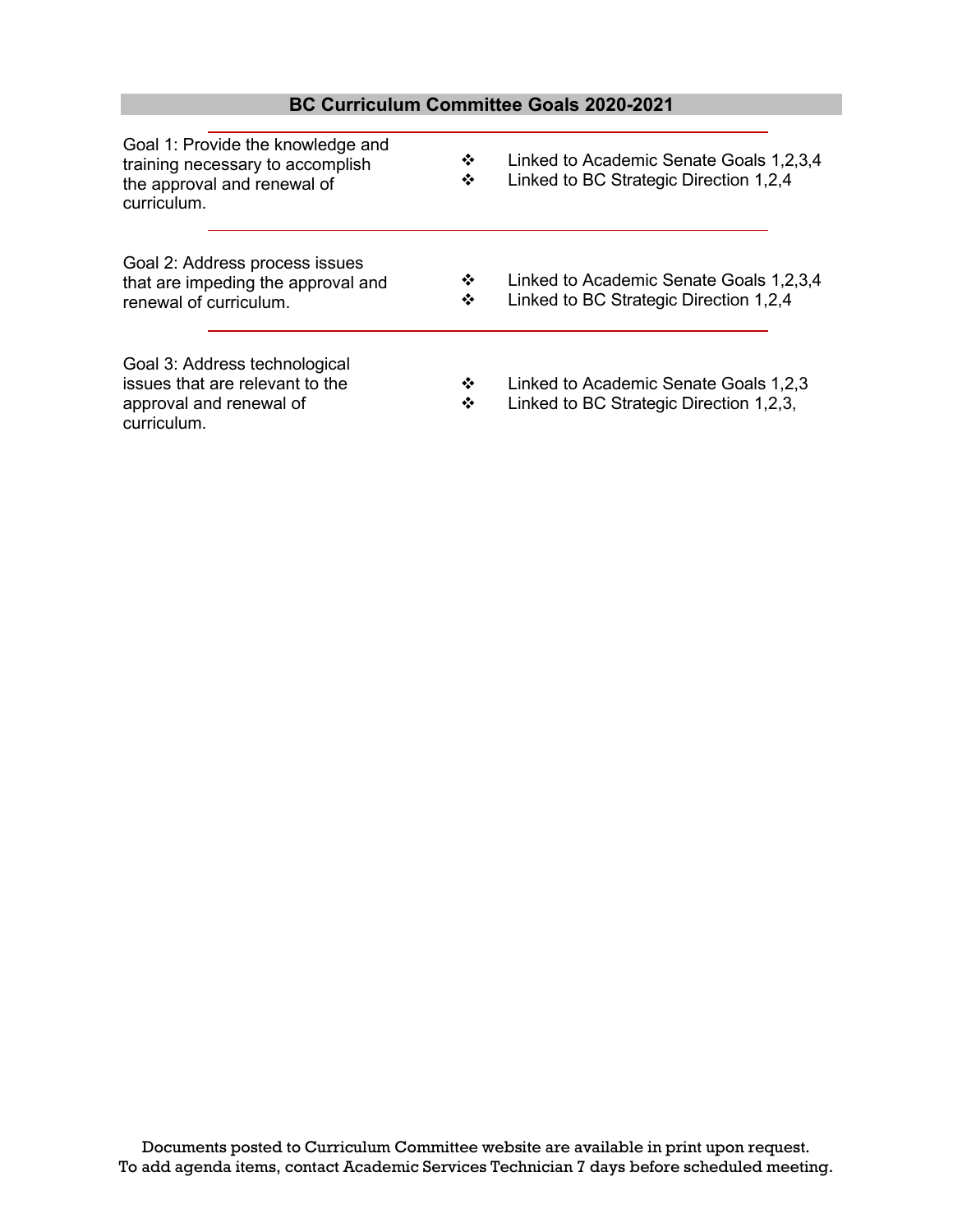## BC Curriculum Committee Goals 2020-2021

| | |
|---|---|
| Goal 1: Provide the knowledge and training necessary to accomplish the approval and renewal of curriculum. | ❖ Linked to Academic Senate Goals 1,2,3,4<br>❖ Linked to BC Strategic Direction 1,2,4 |
| Goal 2: Address process issues that are impeding the approval and renewal of curriculum. | ❖ Linked to Academic Senate Goals 1,2,3,4<br>❖ Linked to BC Strategic Direction 1,2,4 |
| Goal 3: Address technological issues that are relevant to the approval and renewal of curriculum. | ❖ Linked to Academic Senate Goals 1,2,3<br>❖ Linked to BC Strategic Direction 1,2,3, |

Documents posted to Curriculum Committee website are available in print upon request.
To add agenda items, contact Academic Services Technician 7 days before scheduled meeting.